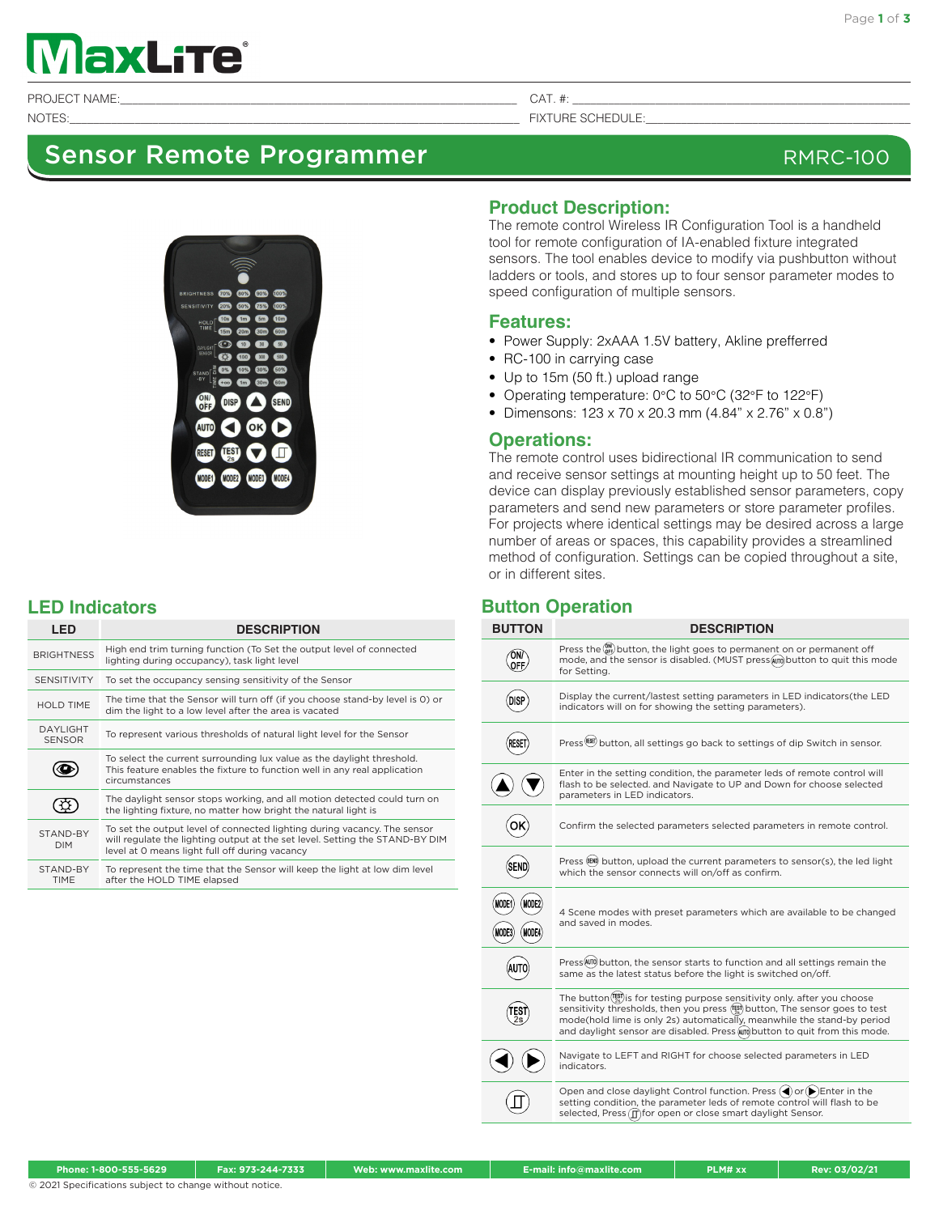# MaxLite®

PROJECT NAME:______________________ CAT. #:______________________

NOTES:______________________ FIXTURE SCHEDULE:______________________

## Sensor Remote Programmer RMRC-100

## Product Description:

The remote control Wireless IR Configuration Tool is a handheld tool for remote configuration of IA-enabled fixture integrated sensors. The tool enables device to modify via pushbutton without ladders or tools, and stores up to four sensor parameter modes to speed configuration of multiple sensors.

## Features:

- Power Supply: 2xAAA 1.5V battery, Akline prefferred
- RC-100 in carrying case
- Up to 15m (50 ft.) upload range
- Operating temperature: 0°C to 50°C (32°F to 122°F)
- Dimensons: 123 x 70 x 20.3 mm (4.84" x 2.76" x 0.8")

## Operations:

The remote control uses bidirectional IR communication to send and receive sensor settings at mounting height up to 50 feet. The device can display previously established sensor parameters, copy parameters and send new parameters or store parameter profiles. For projects where identical settings may be desired across a large number of areas or spaces, this capability provides a streamlined method of configuration. Settings can be copied throughout a site, or in different sites.

## LED Indicators

| LED | DESCRIPTION |
|---|---|
| BRIGHTNESS | High end trim turning function (To Set the output level of connected lighting during occupancy), task light level |
| SENSITIVITY | To set the occupancy sensing sensitivity of the Sensor |
| HOLD TIME | The time that the Sensor will turn off (if you choose stand-by level is 0) or dim the light to a low level after the area is vacated |
| DAYLIGHT SENSOR | To represent various thresholds of natural light level for the Sensor |
| (eye icon) | To select the current surrounding lux value as the daylight threshold. This feature enables the fixture to function well in any real application circumstances |
| (sun icon) | The daylight sensor stops working, and all motion detected could turn on the lighting fixture, no matter how bright the natural light is |
| STAND-BY DIM | To set the output level of connected lighting during vacancy. The sensor will regulate the lighting output at the set level. Setting the STAND-BY DIM level at 0 means light full off during vacancy |
| STAND-BY TIME | To represent the time that the Sensor will keep the light at low dim level after the HOLD TIME elapsed |

## Button Operation

| BUTTON | DESCRIPTION |
|---|---|
| ON/OFF | Press the ON/OFF button, the light goes to permanent on or permanent off mode, and the sensor is disabled. (MUST press AUTO button to quit this mode for Setting. |
| DISP | Display the current/lastest setting parameters in LED indicators(the LED indicators will on for showing the setting parameters). |
| RESET | Press RESET button, all settings go back to settings of dip Switch in sensor. |
| ▲ ▼ | Enter in the setting condition, the parameter leds of remote control will flash to be selected. and Navigate to UP and Down for choose selected parameters in LED indicators. |
| OK | Confirm the selected parameters selected parameters in remote control. |
| SEND | Press SEND button, upload the current parameters to sensor(s), the led light which the sensor connects will on/off as confirm. |
| MODE1 MODE2 MODE3 MODE4 | 4 Scene modes with preset parameters which are available to be changed and saved in modes. |
| AUTO | Press AUTO button, the sensor starts to function and all settings remain the same as the latest status before the light is switched on/off. |
| TEST 2s | The button TEST is for testing purpose sensitivity only. after you choose sensitivity thresholds, then you press TEST button, The sensor goes to test mode(hold lime is only 2s) automatically, meanwhile the stand-by period and daylight sensor are disabled. Press AUTO button to quit from this mode. |
| ◀ ▶ | Navigate to LEFT and RIGHT for choose selected parameters in LED indicators. |
| ⎍ | Open and close daylight Control function. Press ◀ or ▶ Enter in the setting condition, the parameter leds of remote control will flash to be selected, Press ⎍ for open or close smart daylight Sensor. |

Phone: 1-800-555-5629 | Fax: 973-244-7333 | Web: www.maxlite.com | E-mail: info@maxlite.com | PLM# xx | Rev: 03/02/21

© 2021 Specifications subject to change without notice.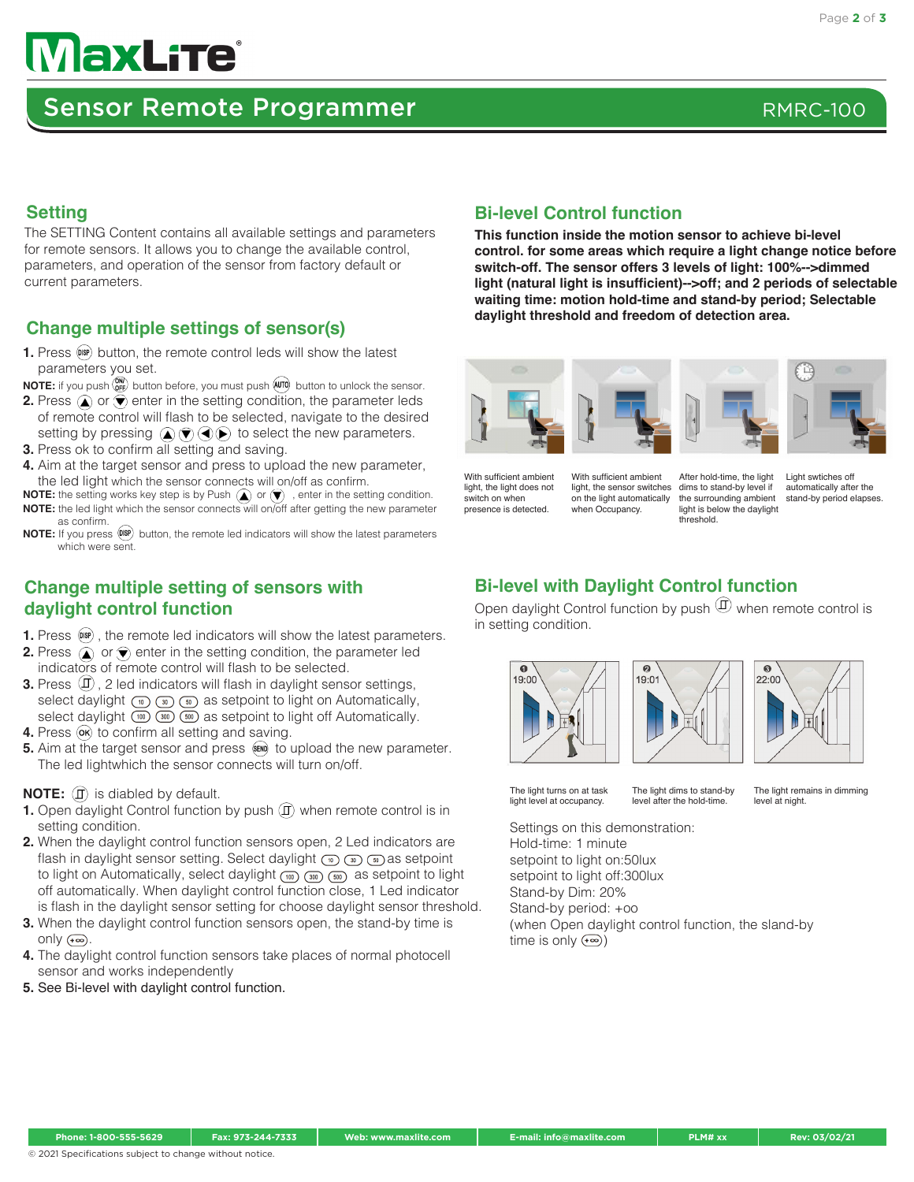# Sensor Remote Programmer

RMRC-100

## Setting

The SETTING Content contains all available settings and parameters for remote sensors. It allows you to change the available control, parameters, and operation of the sensor from factory default or current parameters.

## Change multiple settings of sensor(s)

1. Press (DISP) button, the remote control leds will show the latest parameters you set.

**NOTE:** if you push (ON/OFF) button before, you must push (AUTO) button to unlock the sensor.

2. Press ▲ or ▼ enter in the setting condition, the parameter leds of remote control will flash to be selected, navigate to the desired setting by pressing ▲▼◀▶ to select the new parameters.
3. Press ok to confirm all setting and saving.
4. Aim at the target sensor and press to upload the new parameter, the led light which the sensor connects will on/off as confirm.

**NOTE:** the setting works key step is by Push ▲ or ▼ , enter in the setting condition.

**NOTE:** the led light which the sensor connects will on/off after getting the new parameter as confirm.

**NOTE:** If you press (DISP) button, the remote led indicators will show the latest parameters which were sent.

## Change multiple setting of sensors with daylight control function

1. Press (DISP) , the remote led indicators will show the latest parameters.
2. Press ▲ or ▼ enter in the setting condition, the parameter led indicators of remote control will flash to be selected.
3. Press (daylight), 2 led indicators will flash in daylight sensor settings, select daylight (10) (30) (50) as setpoint to light on Automatically, select daylight (100) (300) (500) as setpoint to light off Automatically.
4. Press (OK) to confirm all setting and saving.
5. Aim at the target sensor and press (SEND) to upload the new parameter. The led lightwhich the sensor connects will turn on/off.

**NOTE:** (daylight) is diabled by default.

1. Open daylight Control function by push (daylight) when remote control is in setting condition.
2. When the daylight control function sensors open, 2 Led indicators are flash in daylight sensor setting. Select daylight (10) (30) (50) as setpoint to light on Automatically, select daylight (100) (300) (500) as setpoint to light off automatically. When daylight control function close, 1 Led indicator is flash in the daylight sensor setting for choose daylight sensor threshold.
3. When the daylight control function sensors open, the stand-by time is only (+∞).
4. The daylight control function sensors take places of normal photocell sensor and works independently
5. See Bi-level with daylight control function.

## Bi-level Control function

**This function inside the motion sensor to achieve bi-level control. for some areas which require a light change notice before switch-off. The sensor offers 3 levels of light: 100%-->dimmed light (natural light is insufficient)-->off; and 2 periods of selectable waiting time: motion hold-time and stand-by period; Selectable daylight threshold and freedom of detection area.**

With sufficient ambient light, the light does not switch on when presence is detected.

With sufficient ambient light, the sensor switches on the light automatically when Occupancy.

After hold-time, the light dims to stand-by level if the surrounding ambient light is below the daylight threshold.

Light swtiches off automatically after the stand-by period elapses.

## Bi-level with Daylight Control function

Open daylight Control function by push (daylight) when remote control is in setting condition.

1. 19:00 — The light turns on at task light level at occupancy.
2. 19:01 — The light dims to stand-by level after the hold-time.
3. 22:00 — The light remains in dimming level at night.

Settings on this demonstration:
Hold-time: 1 minute
setpoint to light on:50lux
setpoint to light off:300lux
Stand-by Dim: 20%
Stand-by period: +oo
(when Open daylight control function, the sland-by time is only (+∞))

| Phone: 1-800-555-5629 | Fax: 973-244-7333 | Web: www.maxlite.com | E-mail: info@maxlite.com | PLM# xx | Rev: 03/02/21 |
|---|---|---|---|---|---|

© 2021 Specifications subject to change without notice.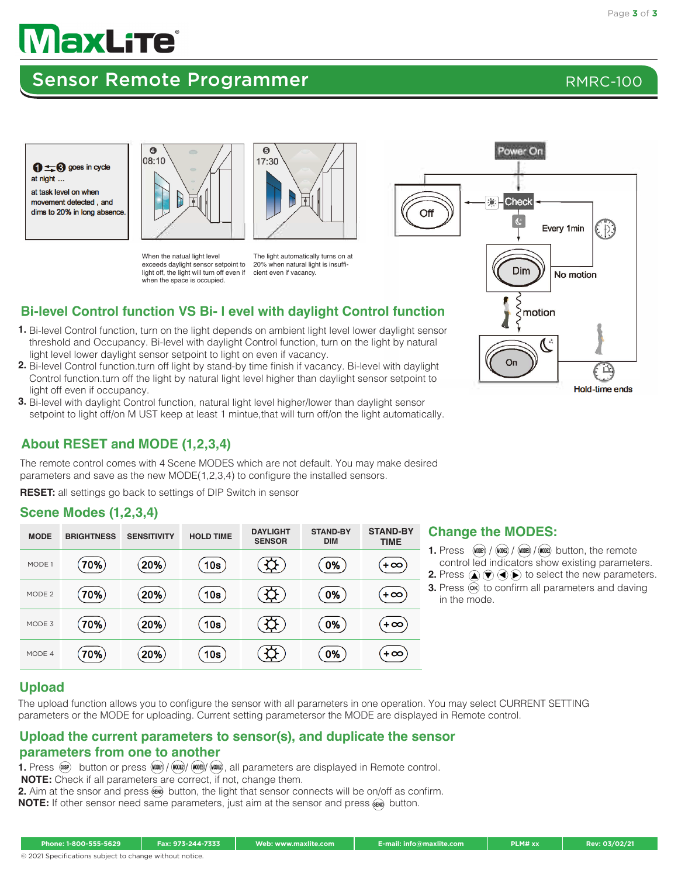# MaxLite

## Sensor Remote Programmer

RMRC-100

1 ⇄ 3 goes in cycle at night ... at task level on when movement detected , and dims to 20% in long absence.

4 08:10

When the natual light level exceeds daylight sensor setpoint to light off, the light will turn off even if when the space is occupied.

5 17:30

The light automatically turns on at 20% when natural light is insufficient even if vacancy.

Power On

Off

Check

Every 1min

Dim

No motion

motion

On

Hold-time ends

### Bi-level Control function VS Bi- l evel with daylight Control function

1. Bi-level Control function, turn on the light depends on ambient light level lower daylight sensor threshold and Occupancy. Bi-level with daylight Control function, turn on the light by natural light level lower daylight sensor setpoint to light on even if vacancy.
2. Bi-level Control function.turn off light by stand-by time finish if vacancy. Bi-level with daylight Control function.turn off the light by natural light level higher than daylight sensor setpoint to light off even if occupancy.
3. Bi-level with daylight Control function, natural light level higher/lower than daylight sensor setpoint to light off/on M UST keep at least 1 mintue,that will turn off/on the light automatically.

### About RESET and MODE (1,2,3,4)

The remote control comes with 4 Scene MODES which are not default. You may make desired parameters and save as the new MODE(1,2,3,4) to configure the installed sensors.

**RESET:** all settings go back to settings of DIP Switch in sensor

### Scene Modes (1,2,3,4)

| MODE | BRIGHTNESS | SENSITIVITY | HOLD TIME | DAYLIGHT SENSOR | STAND-BY DIM | STAND-BY TIME |
|---|---|---|---|---|---|---|
| MODE 1 | 70% | 20% | 10s | ☼ | 0% | +∞ |
| MODE 2 | 70% | 20% | 10s | ☼ | 0% | +∞ |
| MODE 3 | 70% | 20% | 10s | ☼ | 0% | +∞ |
| MODE 4 | 70% | 20% | 10s | ☼ | 0% | +∞ |

### Change the MODES:

1. Press (MODE1) / (MODE2) / (MODE3) / (MODE4) button, the remote control led indicators show existing parameters.
2. Press ▲ ▼ ◀ ▶ to select the new parameters.
3. Press (OK) to confirm all parameters and daving in the mode.

### Upload

The upload function allows you to configure the sensor with all parameters in one operation. You may select CURRENT SETTING parameters or the MODE for uploading. Current setting parametersor the MODE are displayed in Remote control.

### Upload the current parameters to sensor(s), and duplicate the sensor parameters from one to another

**1.** Press (DISP) button or press (MODE1) / (MODE2)/ (MODE3)/ (MODE4), all parameters are displayed in Remote control.
**NOTE:** Check if all parameters are correct, if not, change them.
**2.** Aim at the snsor and press (SEND) button, the light that sensor connects will be on/off as confirm.
**NOTE:** If other sensor need same parameters, just aim at the sensor and press (SEND) button.

| Phone: 1-800-555-5629 | Fax: 973-244-7333 | Web: www.maxlite.com | E-mail: info@maxlite.com | PLM# xx | Rev: 03/02/21 |
|---|---|---|---|---|---|

© 2021 Specifications subject to change without notice.